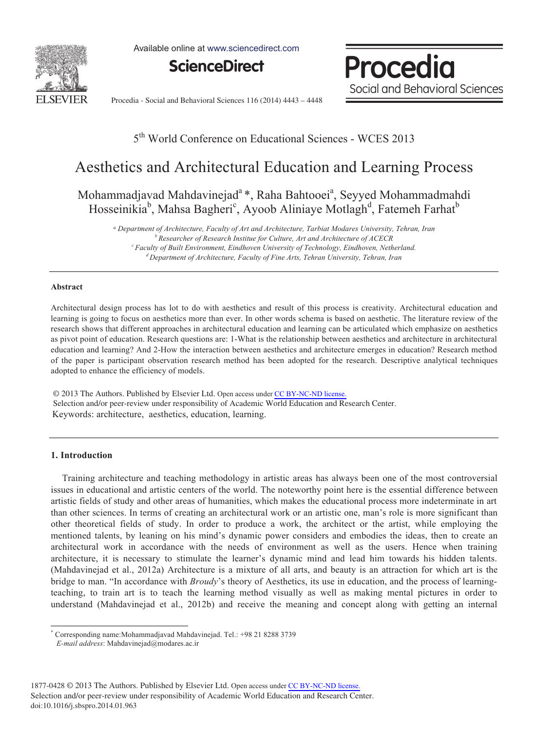5th World Conference on Educational Sciences - WCES 2013

# Aesthetics and Architectural Education and Learning Process

Mohammadjavad Mahdavinejad[a] *, Raha Bahtooei[a], Seyyed Mohammadmahdi Hosseinikia[b], Mahsa Bagheri[c], Ayoob Aliniaye Motlagh[d], Fatemeh Farhat[b]

*[a] Department of Architecture, Faculty of Art and Architecture, Tarbiat Modares University, Tehran, Iran*
*[b] Researcher of Research Institue for Culture, Art and Architecture of ACECR*
*[c] Faculty of Built Environment, Eindhoven University of Technology, Eindhoven, Netherland.*
*[d] Department of Architecture, Faculty of Fine Arts, Tehran University, Tehran, Iran*

---

**Abstract**

Architectural design process has lot to do with aesthetics and result of this process is creativity. Architectural education and learning is going to focus on aesthetics more than ever. In other words schema is based on aesthetic. The literature review of the research shows that different approaches in architectural education and learning can be articulated which emphasize on aesthetics as pivot point of education. Research questions are: 1-What is the relationship between aesthetics and architecture in architectural education and learning? And 2-How the interaction between aesthetics and architecture emerges in education? Research method of the paper is participant observation research method has been adopted for the research. Descriptive analytical techniques adopted to enhance the efficiency of models.

© 2013 The Authors. Published by Elsevier Ltd. Open access under CC BY-NC-ND license.
Selection and/or peer-review under responsibility of Academic World Education and Research Center.
Keywords: architecture, aesthetics, education, learning.

---

## 1. Introduction

Training architecture and teaching methodology in artistic areas has always been one of the most controversial issues in educational and artistic centers of the world. The noteworthy point here is the essential difference between artistic fields of study and other areas of humanities, which makes the educational process more indeterminate in art than other sciences. In terms of creating an architectural work or an artistic one, man's role is more significant than other theoretical fields of study. In order to produce a work, the architect or the artist, while employing the mentioned talents, by leaning on his mind's dynamic power considers and embodies the ideas, then to create an architectural work in accordance with the needs of environment as well as the users. Hence when training architecture, it is necessary to stimulate the learner's dynamic mind and lead him towards his hidden talents. (Mahdavinejad et al., 2012a) Architecture is a mixture of all arts, and beauty is an attraction for which art is the bridge to man. "In accordance with *Broudy*'s theory of Aesthetics, its use in education, and the process of learning-teaching, to train art is to teach the learning method visually as well as making mental pictures in order to understand (Mahdavinejad et al., 2012b) and receive the meaning and concept along with getting an internal

---

* Corresponding name:Mohammadjavad Mahdavinejad. Tel.: +98 21 8288 3739
*E-mail address*: Mahdavinejad@modares.ac.ir

1877-0428 © 2013 The Authors. Published by Elsevier Ltd. Open access under CC BY-NC-ND license.
Selection and/or peer-review under responsibility of Academic World Education and Research Center.
doi:10.1016/j.sbspro.2014.01.963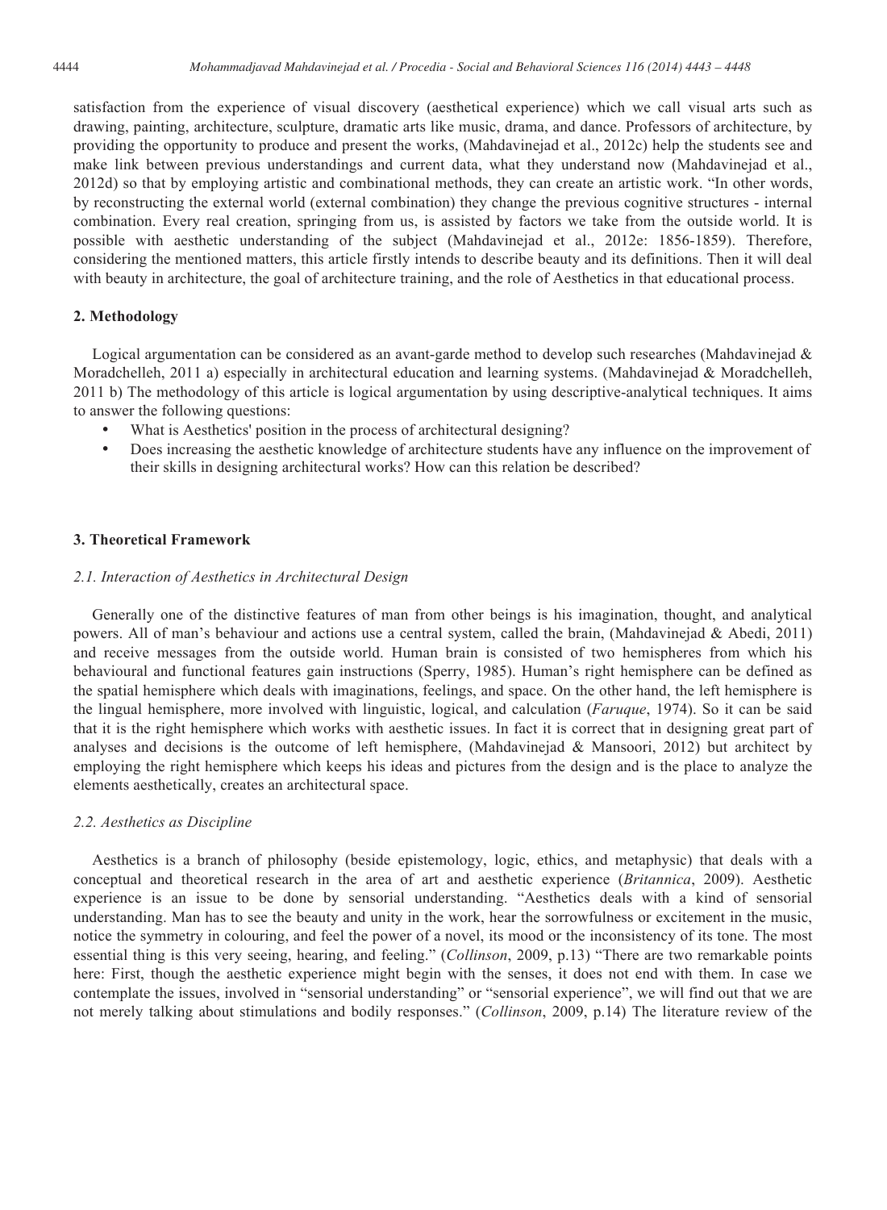satisfaction from the experience of visual discovery (aesthetical experience) which we call visual arts such as drawing, painting, architecture, sculpture, dramatic arts like music, drama, and dance. Professors of architecture, by providing the opportunity to produce and present the works, (Mahdavinejad et al., 2012c) help the students see and make link between previous understandings and current data, what they understand now (Mahdavinejad et al., 2012d) so that by employing artistic and combinational methods, they can create an artistic work. "In other words, by reconstructing the external world (external combination) they change the previous cognitive structures - internal combination. Every real creation, springing from us, is assisted by factors we take from the outside world. It is possible with aesthetic understanding of the subject (Mahdavinejad et al., 2012e: 1856-1859). Therefore, considering the mentioned matters, this article firstly intends to describe beauty and its definitions. Then it will deal with beauty in architecture, the goal of architecture training, and the role of Aesthetics in that educational process.

## 2. Methodology

Logical argumentation can be considered as an avant-garde method to develop such researches (Mahdavinejad & Moradchelleh, 2011 a) especially in architectural education and learning systems. (Mahdavinejad & Moradchelleh, 2011 b) The methodology of this article is logical argumentation by using descriptive-analytical techniques. It aims to answer the following questions:

- What is Aesthetics' position in the process of architectural designing?
- Does increasing the aesthetic knowledge of architecture students have any influence on the improvement of their skills in designing architectural works? How can this relation be described?

## 3. Theoretical Framework

### *2.1. Interaction of Aesthetics in Architectural Design*

Generally one of the distinctive features of man from other beings is his imagination, thought, and analytical powers. All of man's behaviour and actions use a central system, called the brain, (Mahdavinejad & Abedi, 2011) and receive messages from the outside world. Human brain is consisted of two hemispheres from which his behavioural and functional features gain instructions (Sperry, 1985). Human's right hemisphere can be defined as the spatial hemisphere which deals with imaginations, feelings, and space. On the other hand, the left hemisphere is the lingual hemisphere, more involved with linguistic, logical, and calculation (*Faruque*, 1974). So it can be said that it is the right hemisphere which works with aesthetic issues. In fact it is correct that in designing great part of analyses and decisions is the outcome of left hemisphere, (Mahdavinejad & Mansoori, 2012) but architect by employing the right hemisphere which keeps his ideas and pictures from the design and is the place to analyze the elements aesthetically, creates an architectural space.

### *2.2. Aesthetics as Discipline*

Aesthetics is a branch of philosophy (beside epistemology, logic, ethics, and metaphysic) that deals with a conceptual and theoretical research in the area of art and aesthetic experience (*Britannica*, 2009). Aesthetic experience is an issue to be done by sensorial understanding. "Aesthetics deals with a kind of sensorial understanding. Man has to see the beauty and unity in the work, hear the sorrowfulness or excitement in the music, notice the symmetry in colouring, and feel the power of a novel, its mood or the inconsistency of its tone. The most essential thing is this very seeing, hearing, and feeling." (*Collinson*, 2009, p.13) "There are two remarkable points here: First, though the aesthetic experience might begin with the senses, it does not end with them. In case we contemplate the issues, involved in "sensorial understanding" or "sensorial experience", we will find out that we are not merely talking about stimulations and bodily responses." (*Collinson*, 2009, p.14) The literature review of the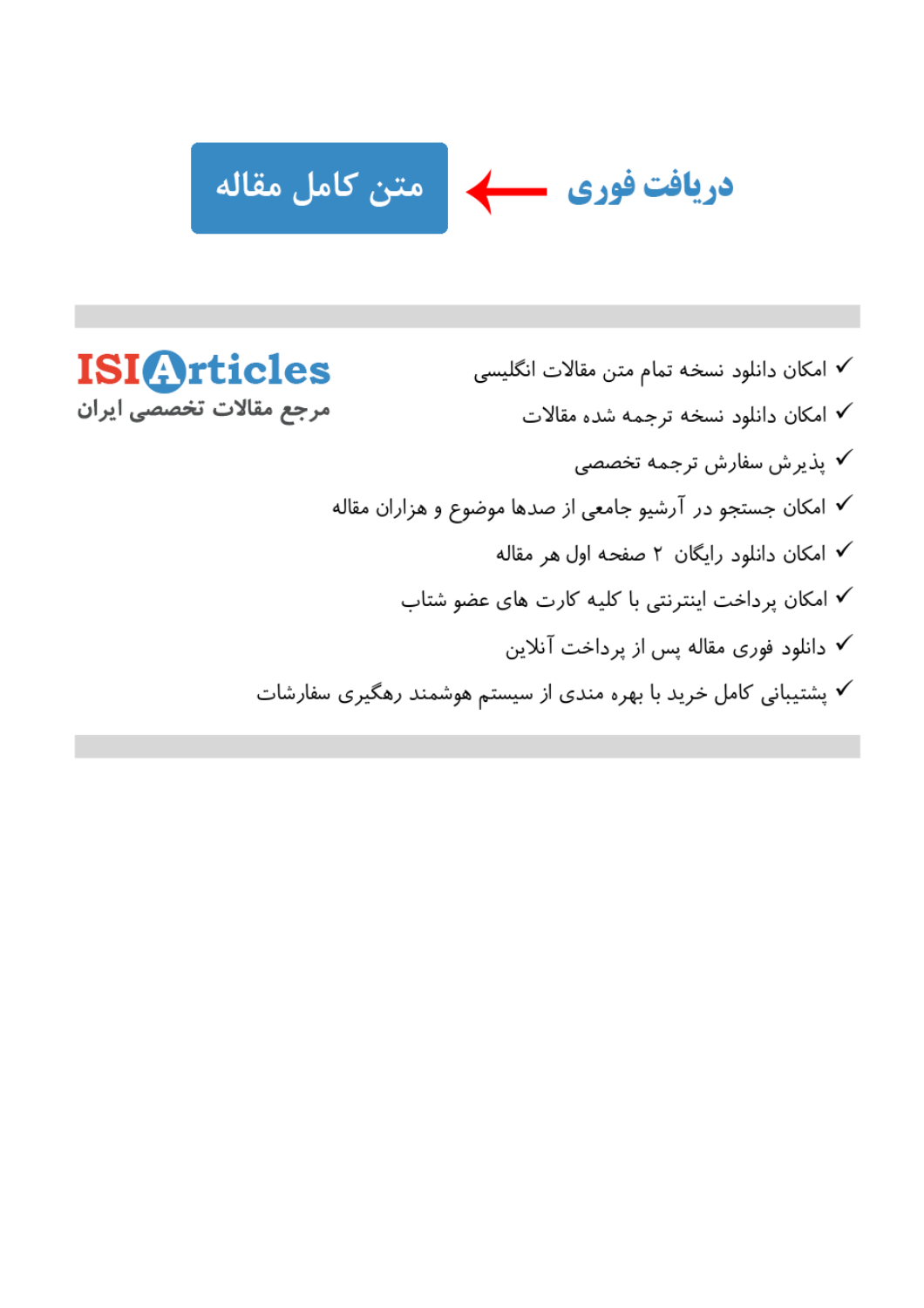دریافت فوری ← متن کامل مقاله

**ISIArticles**
مرجع مقالات تخصصی ایران

- ✓ امکان دانلود نسخه تمام متن مقالات انگلیسی
- ✓ امکان دانلود نسخه ترجمه شده مقالات
- ✓ پذیرش سفارش ترجمه تخصصی
- ✓ امکان جستجو در آرشیو جامعی از صدها موضوع و هزاران مقاله
- ✓ امکان دانلود رایگان ۲ صفحه اول هر مقاله
- ✓ امکان پرداخت اینترنتی با کلیه کارت های عضو شتاب
- ✓ دانلود فوری مقاله پس از پرداخت آنلاین
- ✓ پشتیبانی کامل خرید با بهره مندی از سیستم هوشمند رهگیری سفارشات